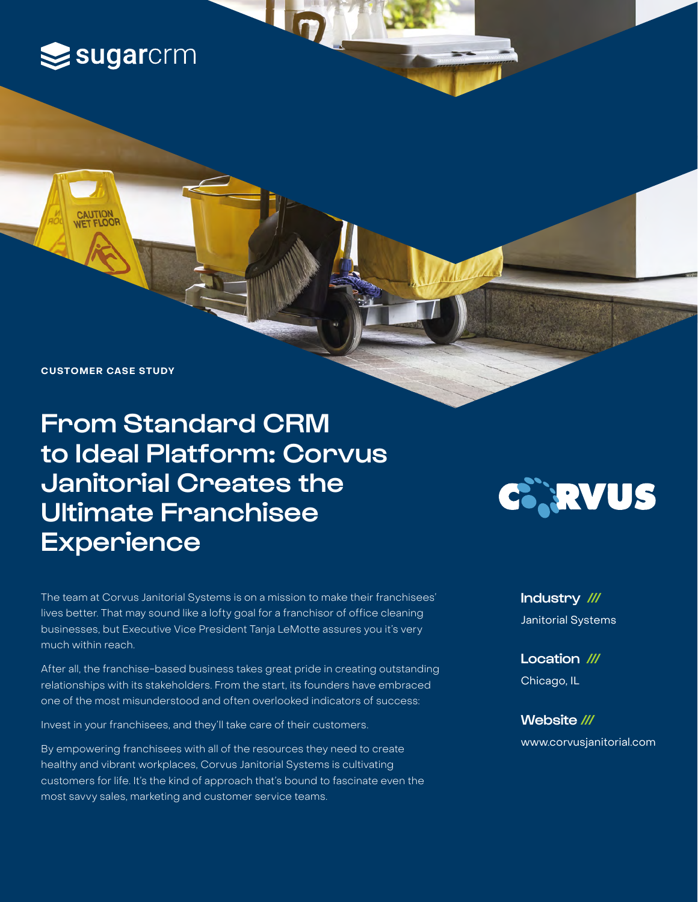sugarcrm

CUSTOMER CASE STUDY

# From Standard CRM to Ideal Platform: Corvus Janitorial Creates the Ultimate Franchisee Experience

The team at Corvus Janitorial Systems is on a mission to make their franchisees' lives better. That may sound like a lofty goal for a franchisor of office cleaning businesses, but Executive Vice President Tanja LeMotte assures you it's very much within reach.

After all, the franchise-based business takes great pride in creating outstanding relationships with its stakeholders. From the start, its founders have embraced one of the most misunderstood and often overlooked indicators of success:

Invest in your franchisees, and they'll take care of their customers.

By empowering franchisees with all of the resources they need to create healthy and vibrant workplaces, Corvus Janitorial Systems is cultivating customers for life. It's the kind of approach that's bound to fascinate even the most savvy sales, marketing and customer service teams.

CORVUS

**Industry ///**

Janitorial Systems

**Location ///**

Chicago, IL

**Website ///**

www.corvusjanitorial.com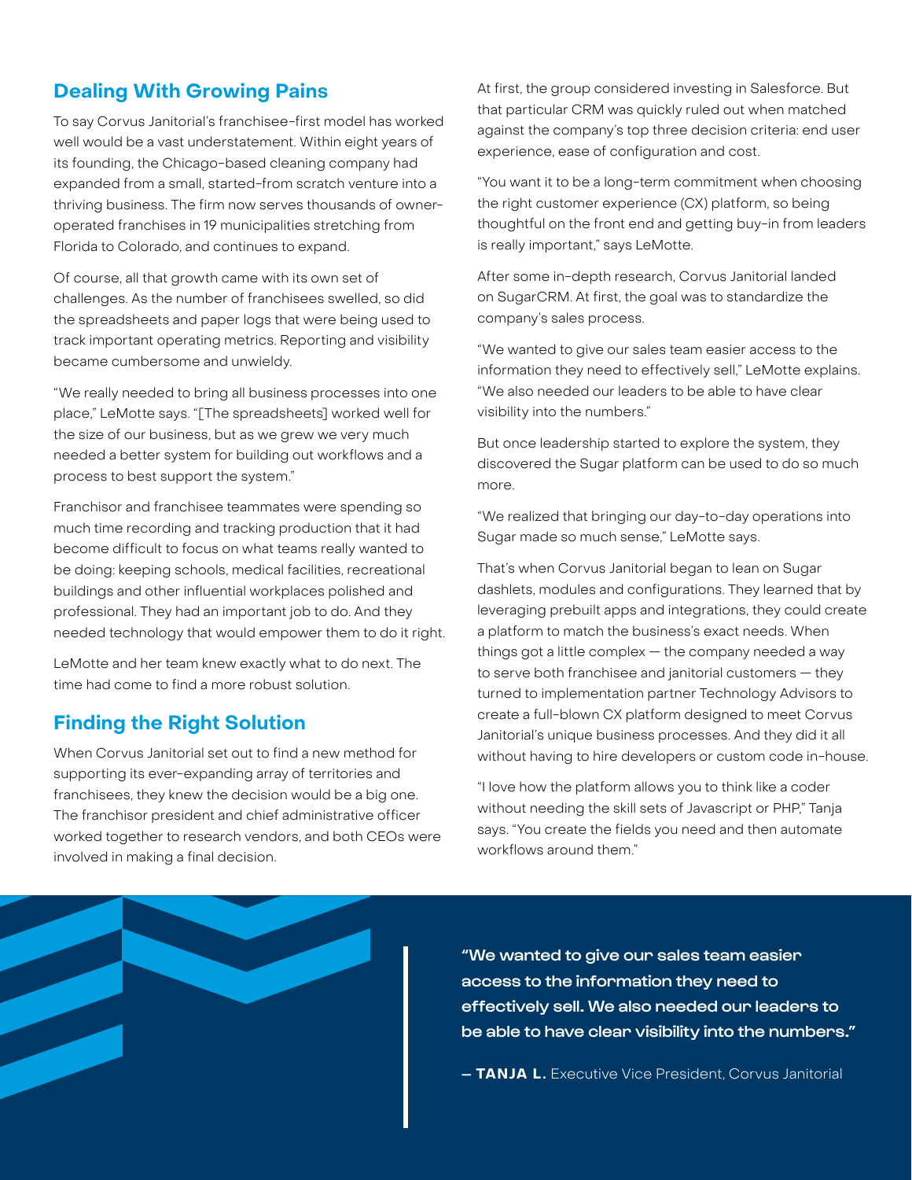## Dealing With Growing Pains

To say Corvus Janitorial's franchisee-first model has worked well would be a vast understatement. Within eight years of its founding, the Chicago-based cleaning company had expanded from a small, started-from scratch venture into a thriving business. The firm now serves thousands of owner-operated franchises in 19 municipalities stretching from Florida to Colorado, and continues to expand.

Of course, all that growth came with its own set of challenges. As the number of franchisees swelled, so did the spreadsheets and paper logs that were being used to track important operating metrics. Reporting and visibility became cumbersome and unwieldy.

"We really needed to bring all business processes into one place," LeMotte says. "[The spreadsheets] worked well for the size of our business, but as we grew we very much needed a better system for building out workflows and a process to best support the system."

Franchisor and franchisee teammates were spending so much time recording and tracking production that it had become difficult to focus on what teams really wanted to be doing: keeping schools, medical facilities, recreational buildings and other influential workplaces polished and professional. They had an important job to do. And they needed technology that would empower them to do it right.

LeMotte and her team knew exactly what to do next. The time had come to find a more robust solution.

## Finding the Right Solution

When Corvus Janitorial set out to find a new method for supporting its ever-expanding array of territories and franchisees, they knew the decision would be a big one. The franchisor president and chief administrative officer worked together to research vendors, and both CEOs were involved in making a final decision.

At first, the group considered investing in Salesforce. But that particular CRM was quickly ruled out when matched against the company's top three decision criteria: end user experience, ease of configuration and cost.

"You want it to be a long-term commitment when choosing the right customer experience (CX) platform, so being thoughtful on the front end and getting buy-in from leaders is really important," says LeMotte.

After some in-depth research, Corvus Janitorial landed on SugarCRM. At first, the goal was to standardize the company's sales process.

"We wanted to give our sales team easier access to the information they need to effectively sell," LeMotte explains. "We also needed our leaders to be able to have clear visibility into the numbers."

But once leadership started to explore the system, they discovered the Sugar platform can be used to do so much more.

"We realized that bringing our day-to-day operations into Sugar made so much sense," LeMotte says.

That's when Corvus Janitorial began to lean on Sugar dashlets, modules and configurations. They learned that by leveraging prebuilt apps and integrations, they could create a platform to match the business's exact needs. When things got a little complex — the company needed a way to serve both franchisee and janitorial customers — they turned to implementation partner Technology Advisors to create a full-blown CX platform designed to meet Corvus Janitorial's unique business processes. And they did it all without having to hire developers or custom code in-house.

"I love how the platform allows you to think like a coder without needing the skill sets of Javascript or PHP," Tanja says. "You create the fields you need and then automate workflows around them."

> **"We wanted to give our sales team easier access to the information they need to effectively sell. We also needed our leaders to be able to have clear visibility into the numbers."**
>
> **— TANJA L.** Executive Vice President, Corvus Janitorial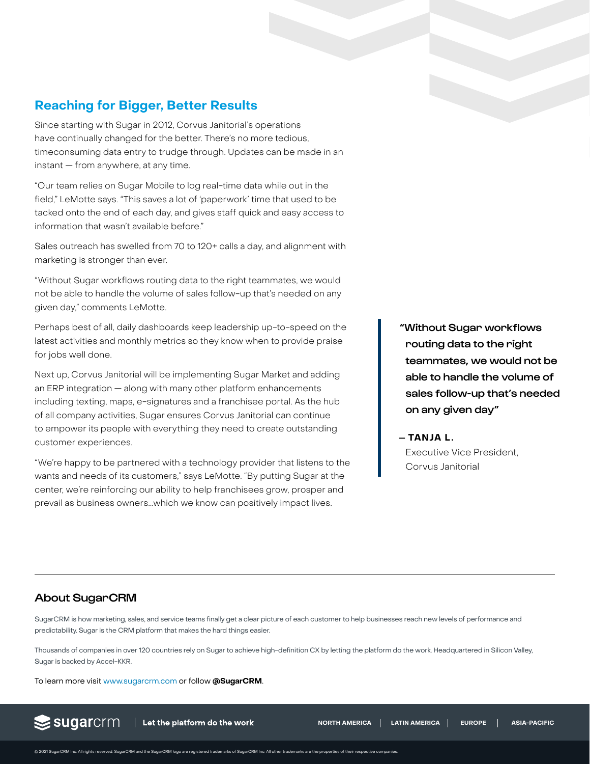## Reaching for Bigger, Better Results

Since starting with Sugar in 2012, Corvus Janitorial's operations have continually changed for the better. There's no more tedious, timeconsuming data entry to trudge through. Updates can be made in an instant — from anywhere, at any time.

"Our team relies on Sugar Mobile to log real-time data while out in the field," LeMotte says. "This saves a lot of 'paperwork' time that used to be tacked onto the end of each day, and gives staff quick and easy access to information that wasn't available before."

Sales outreach has swelled from 70 to 120+ calls a day, and alignment with marketing is stronger than ever.

"Without Sugar workflows routing data to the right teammates, we would not be able to handle the volume of sales follow-up that's needed on any given day," comments LeMotte.

Perhaps best of all, daily dashboards keep leadership up-to-speed on the latest activities and monthly metrics so they know when to provide praise for jobs well done.

Next up, Corvus Janitorial will be implementing Sugar Market and adding an ERP integration — along with many other platform enhancements including texting, maps, e-signatures and a franchisee portal. As the hub of all company activities, Sugar ensures Corvus Janitorial can continue to empower its people with everything they need to create outstanding customer experiences.

"We're happy to be partnered with a technology provider that listens to the wants and needs of its customers," says LeMotte. "By putting Sugar at the center, we're reinforcing our ability to help franchisees grow, prosper and prevail as business owners…which we know can positively impact lives.

> **"Without Sugar workflows routing data to the right teammates, we would not be able to handle the volume of sales follow-up that's needed on any given day"**
>
> **— TANJA L.**
> Executive Vice President,
> Corvus Janitorial

---

## About SugarCRM

SugarCRM is how marketing, sales, and service teams finally get a clear picture of each customer to help businesses reach new levels of performance and predictability. Sugar is the CRM platform that makes the hard things easier.

Thousands of companies in over 120 countries rely on Sugar to achieve high-definition CX by letting the platform do the work. Headquartered in Silicon Valley, Sugar is backed by Accel-KKR.

To learn more visit www.sugarcrm.com or follow **@SugarCRM**.

sugarcrm | **Let the platform do the work**

NORTH AMERICA | LATIN AMERICA | EUROPE | ASIA-PACIFIC

© 2021 SugarCRM Inc. All rights reserved. SugarCRM and the SugarCRM logo are registered trademarks of SugarCRM Inc. All other trademarks are the properties of their respective companies.